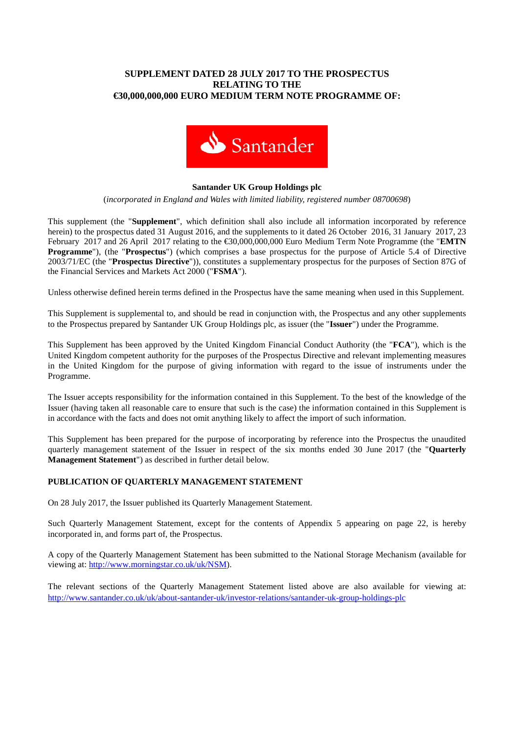**SUPPLEMENT DATED 28 JULY 2017 TO THE PROSPECTUS RELATING TO THE €30,000,000,000 EURO MEDIUM TERM NOTE PROGRAMME OF:**

Santander

**Santander UK Group Holdings plc**

(*incorporated in England and Wales with limited liability, registered number 08700698*)

This supplement (the "**Supplement**", which definition shall also include all information incorporated by reference herein) to the prospectus dated 31 August 2016, and the supplements to it dated 26 October 2016, 31 January 2017, 23 February 2017 and 26 April 2017 relating to the €30,000,000,000 Euro Medium Term Note Programme (the "**EMTN Programme**"), (the "**Prospectus**") (which comprises a base prospectus for the purpose of Article 5.4 of Directive 2003/71/EC (the "**Prospectus Directive**")), constitutes a supplementary prospectus for the purposes of Section 87G of the Financial Services and Markets Act 2000 ("**FSMA**").

Unless otherwise defined herein terms defined in the Prospectus have the same meaning when used in this Supplement.

This Supplement is supplemental to, and should be read in conjunction with, the Prospectus and any other supplements to the Prospectus prepared by Santander UK Group Holdings plc, as issuer (the "**Issuer**") under the Programme.

This Supplement has been approved by the United Kingdom Financial Conduct Authority (the "**FCA**"), which is the United Kingdom competent authority for the purposes of the Prospectus Directive and relevant implementing measures in the United Kingdom for the purpose of giving information with regard to the issue of instruments under the Programme.

The Issuer accepts responsibility for the information contained in this Supplement. To the best of the knowledge of the Issuer (having taken all reasonable care to ensure that such is the case) the information contained in this Supplement is in accordance with the facts and does not omit anything likely to affect the import of such information.

This Supplement has been prepared for the purpose of incorporating by reference into the Prospectus the unaudited quarterly management statement of the Issuer in respect of the six months ended 30 June 2017 (the "**Quarterly Management Statement**") as described in further detail below.

**PUBLICATION OF QUARTERLY MANAGEMENT STATEMENT**

On 28 July 2017, the Issuer published its Quarterly Management Statement.

Such Quarterly Management Statement, except for the contents of Appendix 5 appearing on page 22, is hereby incorporated in, and forms part of, the Prospectus.

A copy of the Quarterly Management Statement has been submitted to the National Storage Mechanism (available for viewing at: http://www.morningstar.co.uk/uk/NSM).

The relevant sections of the Quarterly Management Statement listed above are also available for viewing at: http://www.santander.co.uk/uk/about-santander-uk/investor-relations/santander-uk-group-holdings-plc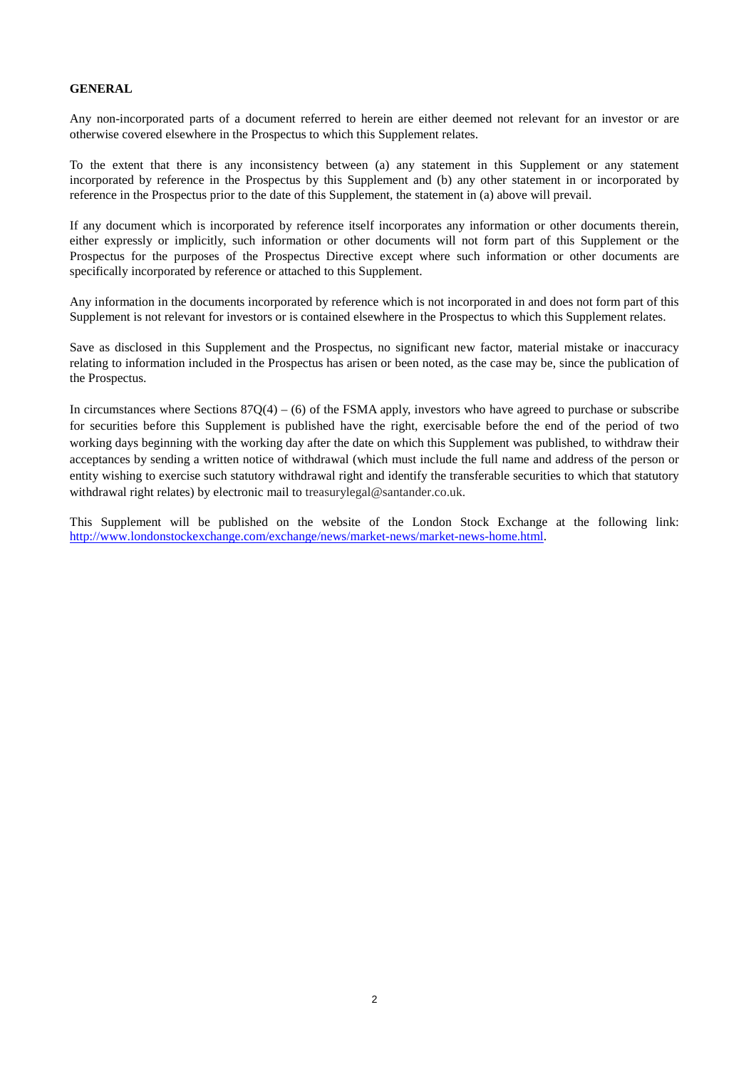**GENERAL**

Any non-incorporated parts of a document referred to herein are either deemed not relevant for an investor or are otherwise covered elsewhere in the Prospectus to which this Supplement relates.

To the extent that there is any inconsistency between (a) any statement in this Supplement or any statement incorporated by reference in the Prospectus by this Supplement and (b) any other statement in or incorporated by reference in the Prospectus prior to the date of this Supplement, the statement in (a) above will prevail.

If any document which is incorporated by reference itself incorporates any information or other documents therein, either expressly or implicitly, such information or other documents will not form part of this Supplement or the Prospectus for the purposes of the Prospectus Directive except where such information or other documents are specifically incorporated by reference or attached to this Supplement.

Any information in the documents incorporated by reference which is not incorporated in and does not form part of this Supplement is not relevant for investors or is contained elsewhere in the Prospectus to which this Supplement relates.

Save as disclosed in this Supplement and the Prospectus, no significant new factor, material mistake or inaccuracy relating to information included in the Prospectus has arisen or been noted, as the case may be, since the publication of the Prospectus.

In circumstances where Sections 87Q(4) – (6) of the FSMA apply, investors who have agreed to purchase or subscribe for securities before this Supplement is published have the right, exercisable before the end of the period of two working days beginning with the working day after the date on which this Supplement was published, to withdraw their acceptances by sending a written notice of withdrawal (which must include the full name and address of the person or entity wishing to exercise such statutory withdrawal right and identify the transferable securities to which that statutory withdrawal right relates) by electronic mail to treasurylegal@santander.co.uk.

This Supplement will be published on the website of the London Stock Exchange at the following link: [http://www.londonstockexchange.com/exchange/news/market-news/market-news-home.html](http://www.londonstockexchange.com/exchange/news/market-news/market-news-home.html).